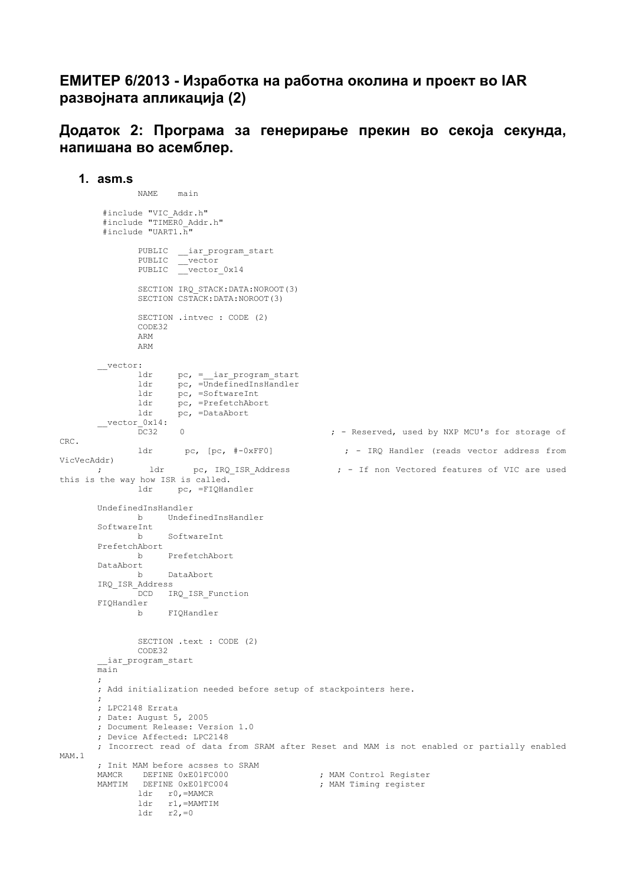## ЕМИТЕР 6/2013 - Изработка на работна околина и проект во IAR развојната апликација (2)

## Додаток 2: Програма за генерирање прекин во секоја секунда, напишана во асемблер.

1. **asm.s**

```
        NAME    main

 #include "VIC_Addr.h"
 #include "TIMER0_Addr.h"
 #include "UART1.h"

        PUBLIC  __iar_program_start
        PUBLIC  __vector
        PUBLIC  __vector_0x14

        SECTION IRQ_STACK:DATA:NOROOT(3)
        SECTION CSTACK:DATA:NOROOT(3)

        SECTION .intvec : CODE (2)
        CODE32
        ARM
        ARM

__vector:
        ldr     pc, =__iar_program_start
        ldr     pc, =UndefinedInsHandler
        ldr     pc, =SoftwareInt
        ldr     pc, =PrefetchAbort
        ldr     pc, =DataAbort
__vector_0x14:
        DC32    0                                ; - Reserved, used by NXP MCU's for storage of CRC.
        ldr      pc, [pc, #-0xFF0]               ; - IRQ Handler (reads vector address from VicVecAddr)
;       ldr      pc, IRQ_ISR_Address            ; - If non Vectored features of VIC are used this is the way how ISR is called.
        ldr      pc, =FIQHandler

UndefinedInsHandler
        b     UndefinedInsHandler
SoftwareInt
        b     SoftwareInt
PrefetchAbort
        b     PrefetchAbort
DataAbort
        b     DataAbort
IRQ_ISR_Address
        DCD   IRQ_ISR_Function
FIQHandler
        b     FIQHandler


        SECTION .text : CODE (2)
        CODE32
__iar_program_start
main
;
; Add initialization needed before setup of stackpointers here.
;
; LPC2148 Errata
; Date: August 5, 2005
; Document Release: Version 1.0
; Device Affected: LPC2148
; Incorrect read of data from SRAM after Reset and MAM is not enabled or partially enabled MAM.1
; Init MAM before acsses to SRAM
MAMCR    DEFINE 0xE01FC000                ; MAM Control Register
MAMTIM   DEFINE 0xE01FC004                ; MAM Timing register
        ldr   r0,=MAMCR
        ldr   r1,=MAMTIM
        ldr   r2,=0
```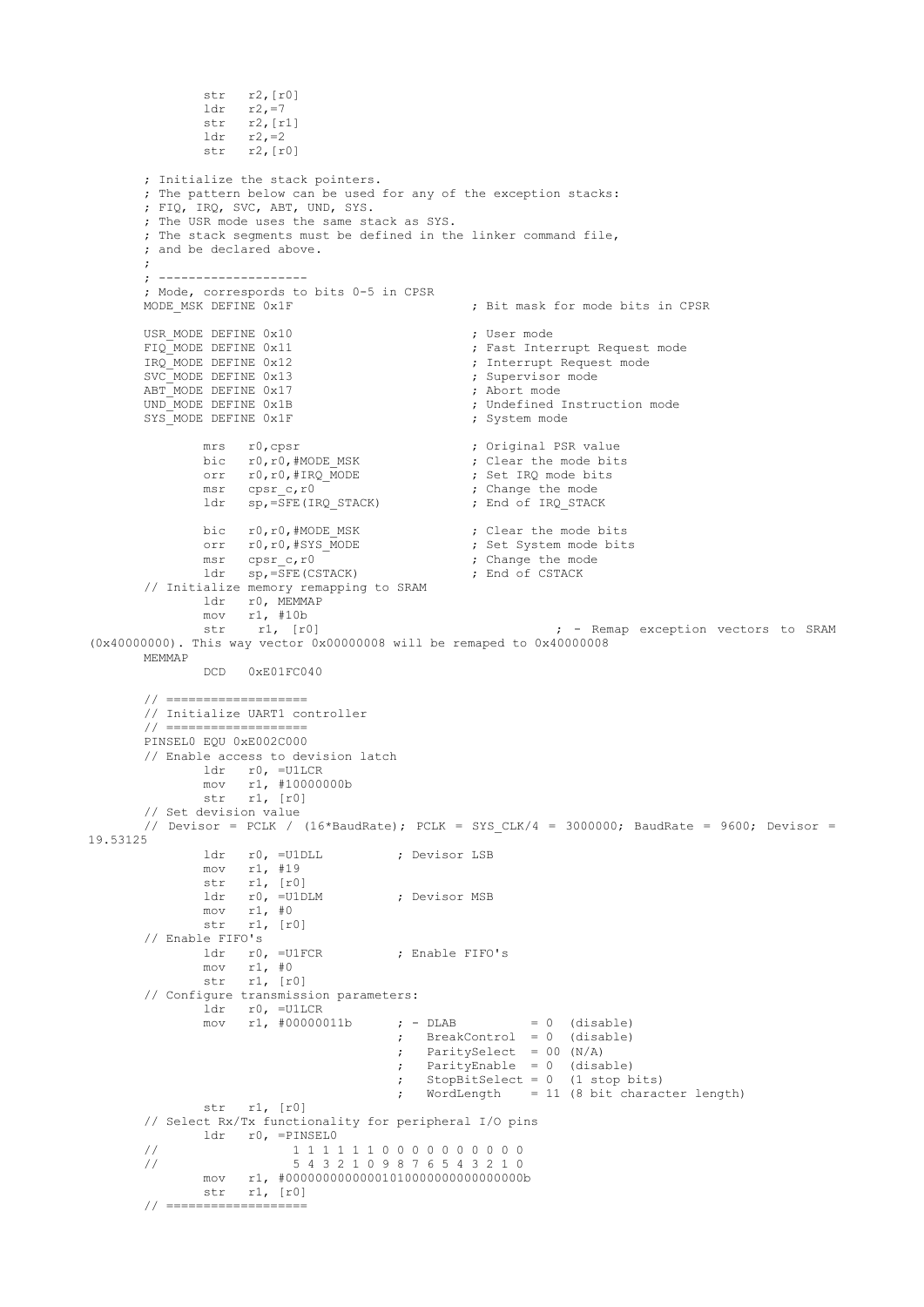```
                str   r2,[r0]
                ldr   r2,=7
                str   r2,[r1]
                ldr   r2,=2
                str   r2,[r0]

        ; Initialize the stack pointers.
        ; The pattern below can be used for any of the exception stacks:
        ; FIQ, IRQ, SVC, ABT, UND, SYS.
        ; The USR mode uses the same stack as SYS.
        ; The stack segments must be defined in the linker command file,
        ; and be declared above.
        ;
        ; --------------------
        ; Mode, correspords to bits 0-5 in CPSR
        MODE_MSK DEFINE 0x1F                        ; Bit mask for mode bits in CPSR

        USR_MODE DEFINE 0x10                        ; User mode
        FIQ_MODE DEFINE 0x11                        ; Fast Interrupt Request mode
        IRQ_MODE DEFINE 0x12                        ; Interrupt Request mode
        SVC_MODE DEFINE 0x13                        ; Supervisor mode
        ABT_MODE DEFINE 0x17                        ; Abort mode
        UND_MODE DEFINE 0x1B                        ; Undefined Instruction mode
        SYS_MODE DEFINE 0x1F                        ; System mode

                mrs   r0,cpsr                       ; Original PSR value
                bic   r0,r0,#MODE_MSK               ; Clear the mode bits
                orr   r0,r0,#IRQ_MODE               ; Set IRQ mode bits
                msr   cpsr_c,r0                     ; Change the mode
                ldr   sp,=SFE(IRQ_STACK)            ; End of IRQ_STACK

                bic   r0,r0,#MODE_MSK               ; Clear the mode bits
                orr   r0,r0,#SYS_MODE               ; Set System mode bits
                msr   cpsr_c,r0                     ; Change the mode
                ldr   sp,=SFE(CSTACK)               ; End of CSTACK
        // Initialize memory remapping to SRAM
                ldr   r0, MEMMAP
                mov   r1, #10b
                str    r1, [r0]                              ; - Remap exception vectors to SRAM
(0x40000000). This way vector 0x00000008 will be remaped to 0x40000008
        MEMMAP
                DCD   0xE01FC040

        // ===================
        // Initialize UART1 controller
        // ===================
        PINSEL0 EQU 0xE002C000
        // Enable access to devision latch
                ldr   r0, =U1LCR
                mov   r1, #10000000b
                str   r1, [r0]
        // Set devision value
        // Devisor = PCLK / (16*BaudRate); PCLK = SYS_CLK/4 = 3000000; BaudRate = 9600; Devisor =
19.53125
                ldr   r0, =U1DLL          ; Devisor LSB
                mov   r1, #19
                str   r1, [r0]
                ldr   r0, =U1DLM          ; Devisor MSB
                mov   r1, #0
                str   r1, [r0]
        // Enable FIFO's
                ldr   r0, =U1FCR          ; Enable FIFO's
                mov   r1, #0
                str   r1, [r0]
        // Configure transmission parameters:
                ldr   r0, =U1LCR
                mov   r1, #00000011b      ; - DLAB          = 0  (disable)
                                          ;   BreakControl  = 0  (disable)
                                          ;   ParitySelect  = 00 (N/A)
                                          ;   ParityEnable  = 0  (disable)
                                          ;   StopBitSelect = 0  (1 stop bits)
                                          ;   WordLength    = 11 (8 bit character length)
                str   r1, [r0]
        // Select Rx/Tx functionality for peripheral I/O pins
                ldr   r0, =PINSEL0
        //                  1 1 1 1 1 1 0 0 0 0 0 0 0 0 0 0
        //                  5 4 3 2 1 0 9 8 7 6 5 4 3 2 1 0
                mov   r1, #00000000000000101000000000000000b
                str   r1, [r0]
        // ===================
```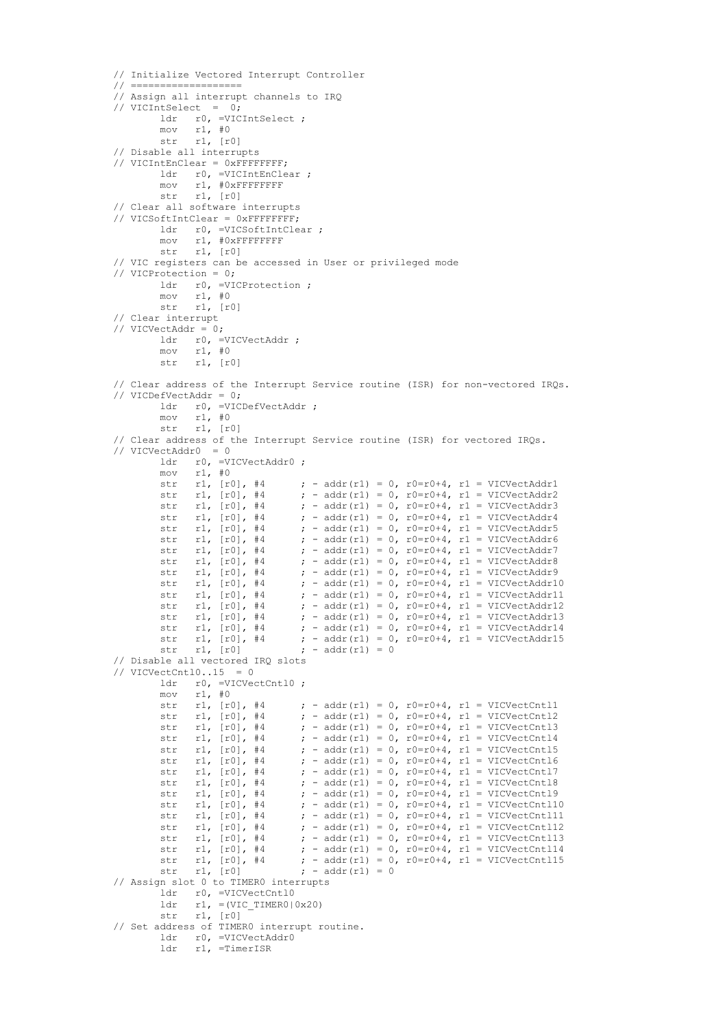```
// Initialize Vectored Interrupt Controller
// ==================
// Assign all interrupt channels to IRQ
// VICIntSelect  =  0;
        ldr   r0, =VICIntSelect ;
        mov   r1, #0
        str   r1, [r0]
// Disable all interrupts
// VICIntEnClear = 0xFFFFFFFF;
        ldr   r0, =VICIntEnClear ;
        mov   r1, #0xFFFFFFFF
        str   r1, [r0]
// Clear all software interrupts
// VICSoftIntClear = 0xFFFFFFFF;
        ldr   r0, =VICSoftIntClear ;
        mov   r1, #0xFFFFFFFF
        str   r1, [r0]
// VIC registers can be accessed in User or privileged mode
// VICProtection = 0;
        ldr   r0, =VICProtection ;
        mov   r1, #0
        str   r1, [r0]
// Clear interrupt
// VICVectAddr = 0;
        ldr   r0, =VICVectAddr ;
        mov   r1, #0
        str   r1, [r0]

// Clear address of the Interrupt Service routine (ISR) for non-vectored IRQs.
// VICDefVectAddr = 0;
        ldr   r0, =VICDefVectAddr ;
        mov   r1, #0
        str   r1, [r0]
// Clear address of the Interrupt Service routine (ISR) for vectored IRQs.
// VICVectAddr0  = 0
        ldr   r0, =VICVectAddr0 ;
        mov   r1, #0
        str   r1, [r0], #4      ; - addr(r1) = 0, r0=r0+4, r1 = VICVectAddr1
        str   r1, [r0], #4      ; - addr(r1) = 0, r0=r0+4, r1 = VICVectAddr2
        str   r1, [r0], #4      ; - addr(r1) = 0, r0=r0+4, r1 = VICVectAddr3
        str   r1, [r0], #4      ; - addr(r1) = 0, r0=r0+4, r1 = VICVectAddr4
        str   r1, [r0], #4      ; - addr(r1) = 0, r0=r0+4, r1 = VICVectAddr5
        str   r1, [r0], #4      ; - addr(r1) = 0, r0=r0+4, r1 = VICVectAddr6
        str   r1, [r0], #4      ; - addr(r1) = 0, r0=r0+4, r1 = VICVectAddr7
        str   r1, [r0], #4      ; - addr(r1) = 0, r0=r0+4, r1 = VICVectAddr8
        str   r1, [r0], #4      ; - addr(r1) = 0, r0=r0+4, r1 = VICVectAddr9
        str   r1, [r0], #4      ; - addr(r1) = 0, r0=r0+4, r1 = VICVectAddr10
        str   r1, [r0], #4      ; - addr(r1) = 0, r0=r0+4, r1 = VICVectAddr11
        str   r1, [r0], #4      ; - addr(r1) = 0, r0=r0+4, r1 = VICVectAddr12
        str   r1, [r0], #4      ; - addr(r1) = 0, r0=r0+4, r1 = VICVectAddr13
        str   r1, [r0], #4      ; - addr(r1) = 0, r0=r0+4, r1 = VICVectAddr14
        str   r1, [r0], #4      ; - addr(r1) = 0, r0=r0+4, r1 = VICVectAddr15
        str   r1, [r0]          ; - addr(r1) = 0
// Disable all vectored IRQ slots
// VICVectCntl0..15  = 0
        ldr   r0, =VICVectCntl0 ;
        mov   r1, #0
        str   r1, [r0], #4      ; - addr(r1) = 0, r0=r0+4, r1 = VICVectCntl1
        str   r1, [r0], #4      ; - addr(r1) = 0, r0=r0+4, r1 = VICVectCntl2
        str   r1, [r0], #4      ; - addr(r1) = 0, r0=r0+4, r1 = VICVectCntl3
        str   r1, [r0], #4      ; - addr(r1) = 0, r0=r0+4, r1 = VICVectCntl4
        str   r1, [r0], #4      ; - addr(r1) = 0, r0=r0+4, r1 = VICVectCntl5
        str   r1, [r0], #4      ; - addr(r1) = 0, r0=r0+4, r1 = VICVectCntl6
        str   r1, [r0], #4      ; - addr(r1) = 0, r0=r0+4, r1 = VICVectCntl7
        str   r1, [r0], #4      ; - addr(r1) = 0, r0=r0+4, r1 = VICVectCntl8
        str   r1, [r0], #4      ; - addr(r1) = 0, r0=r0+4, r1 = VICVectCntl9
        str   r1, [r0], #4      ; - addr(r1) = 0, r0=r0+4, r1 = VICVectCntl10
        str   r1, [r0], #4      ; - addr(r1) = 0, r0=r0+4, r1 = VICVectCntl11
        str   r1, [r0], #4      ; - addr(r1) = 0, r0=r0+4, r1 = VICVectCntl12
        str   r1, [r0], #4      ; - addr(r1) = 0, r0=r0+4, r1 = VICVectCntl13
        str   r1, [r0], #4      ; - addr(r1) = 0, r0=r0+4, r1 = VICVectCntl14
        str   r1, [r0], #4      ; - addr(r1) = 0, r0=r0+4, r1 = VICVectCntl15
        str   r1, [r0]          ; - addr(r1) = 0
// Assign slot 0 to TIMER0 interrupts
        ldr   r0, =VICVectCntl0
        ldr   r1, =(VIC_TIMER0|0x20)
        str   r1, [r0]
// Set address of TIMER0 interrupt routine.
        ldr   r0, =VICVectAddr0
        ldr   r1, =TimerISR
```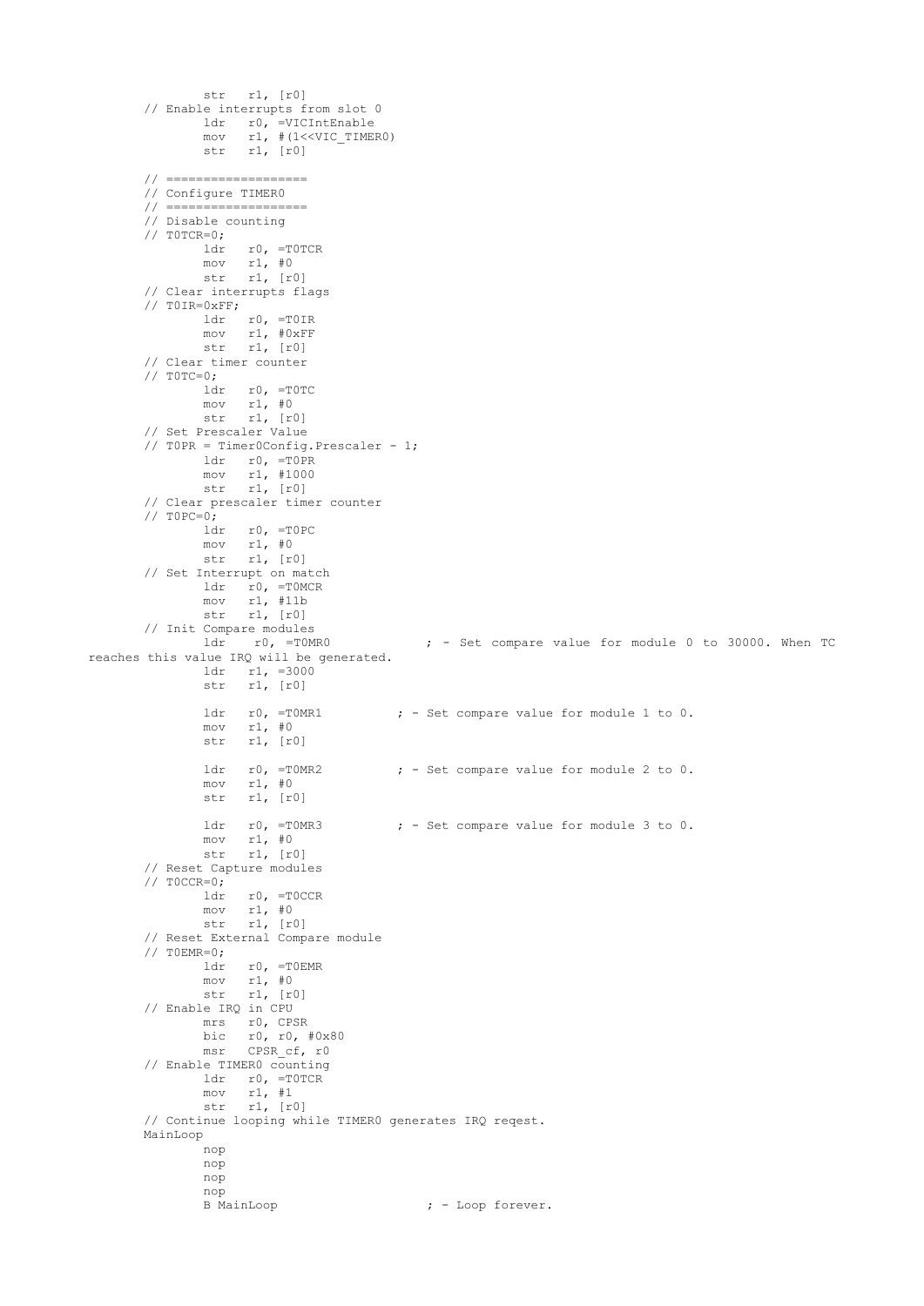```
                str   r1, [r0]
        // Enable interrupts from slot 0
                ldr   r0, =VICIntEnable
                mov   r1, #(1<<VIC_TIMER0)
                str   r1, [r0]

        // ==================
        // Configure TIMER0
        // ==================
        // Disable counting
        // T0TCR=0;
                ldr   r0, =T0TCR
                mov   r1, #0
                str   r1, [r0]
        // Clear interrupts flags
        // T0IR=0xFF;
                ldr   r0, =T0IR
                mov   r1, #0xFF
                str   r1, [r0]
        // Clear timer counter
        // T0TC=0;
                ldr   r0, =T0TC
                mov   r1, #0
                str   r1, [r0]
        // Set Prescaler Value
        // T0PR = Timer0Config.Prescaler - 1;
                ldr   r0, =T0PR
                mov   r1, #1000
                str   r1, [r0]
        // Clear prescaler timer counter
        // T0PC=0;
                ldr   r0, =T0PC
                mov   r1, #0
                str   r1, [r0]
        // Set Interrupt on match
                ldr   r0, =T0MCR
                mov   r1, #11b
                str   r1, [r0]
        // Init Compare modules
                ldr    r0, =T0MR0            ; - Set compare value for module 0 to 30000. When TC
reaches this value IRQ will be generated.
                ldr   r1, =3000
                str   r1, [r0]

                ldr   r0, =T0MR1          ; - Set compare value for module 1 to 0.
                mov   r1, #0
                str   r1, [r0]

                ldr   r0, =T0MR2          ; - Set compare value for module 2 to 0.
                mov   r1, #0
                str   r1, [r0]

                ldr   r0, =T0MR3          ; - Set compare value for module 3 to 0.
                mov   r1, #0
                str   r1, [r0]
        // Reset Capture modules
        // T0CCR=0;
                ldr   r0, =T0CCR
                mov   r1, #0
                str   r1, [r0]
        // Reset External Compare module
        // T0EMR=0;
                ldr   r0, =T0EMR
                mov   r1, #0
                str   r1, [r0]
        // Enable IRQ in CPU
                mrs   r0, CPSR
                bic   r0, r0, #0x80
                msr   CPSR_cf, r0
        // Enable TIMER0 counting
                ldr   r0, =T0TCR
                mov   r1, #1
                str   r1, [r0]
        // Continue looping while TIMER0 generates IRQ reqest.
        MainLoop
                nop
                nop
                nop
                nop
                B MainLoop                    ; - Loop forever.
```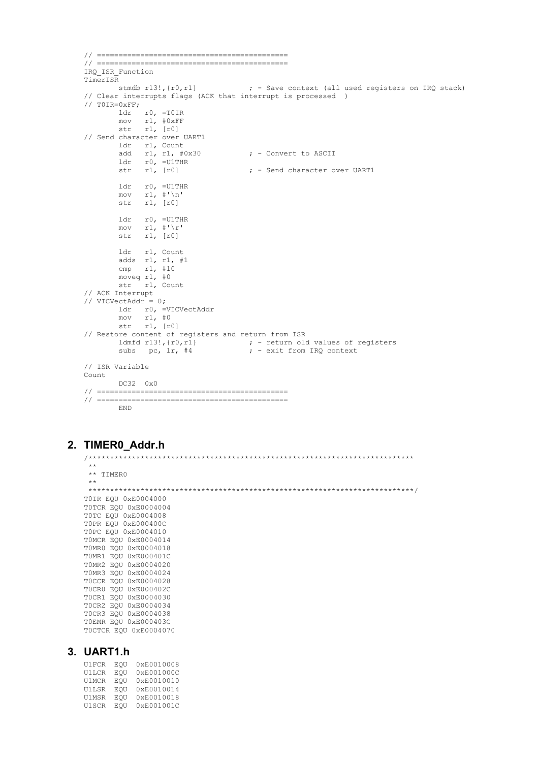```
// ==========================================
// ==========================================
IRQ_ISR_Function
TimerISR
        stmdb r13!,{r0,r1}            ; - Save context (all used registers on IRQ stack)
// Clear interrupts flags (ACK that interrupt is processed  )
// T0IR=0xFF;
        ldr   r0, =T0IR
        mov   r1, #0xFF
        str   r1, [r0]
// Send character over UART1
        ldr   r1, Count
        add   r1, r1, #0x30           ; - Convert to ASCII
        ldr   r0, =U1THR
        str   r1, [r0]                ; - Send character over UART1

        ldr   r0, =U1THR
        mov   r1, #'\n'
        str   r1, [r0]

        ldr   r0, =U1THR
        mov   r1, #'\r'
        str   r1, [r0]

        ldr   r1, Count
        adds  r1, r1, #1
        cmp   r1, #10
        moveq r1, #0
        str   r1, Count
// ACK Interrupt
// VICVectAddr = 0;
        ldr   r0, =VICVectAddr
        mov   r1, #0
        str   r1, [r0]
// Restore content of registers and return from ISR
        ldmfd r13!,{r0,r1}            ; - return old values of registers
        subs  pc, lr, #4              ; - exit from IRQ context

// ISR Variable
Count
        DC32  0x0
// ==========================================
// ==========================================
        END
```

## 2. TIMER0_Addr.h

```
/***************************************************************************
 **
 ** TIMER0
 **
 ***************************************************************************/
T0IR EQU 0xE0004000
T0TCR EQU 0xE0004004
T0TC EQU 0xE0004008
T0PR EQU 0xE000400C
T0PC EQU 0xE0004010
T0MCR EQU 0xE0004014
T0MR0 EQU 0xE0004018
T0MR1 EQU 0xE000401C
T0MR2 EQU 0xE0004020
T0MR3 EQU 0xE0004024
T0CCR EQU 0xE0004028
T0CR0 EQU 0xE000402C
T0CR1 EQU 0xE0004030
T0CR2 EQU 0xE0004034
T0CR3 EQU 0xE0004038
T0EMR EQU 0xE000403C
T0CTCR EQU 0xE0004070
```

## 3. UART1.h

```
U1FCR  EQU  0xE0010008
U1LCR  EQU  0xE001000C
U1MCR  EQU  0xE0010010
U1LSR  EQU  0xE0010014
U1MSR  EQU  0xE0010018
U1SCR  EQU  0xE001001C
```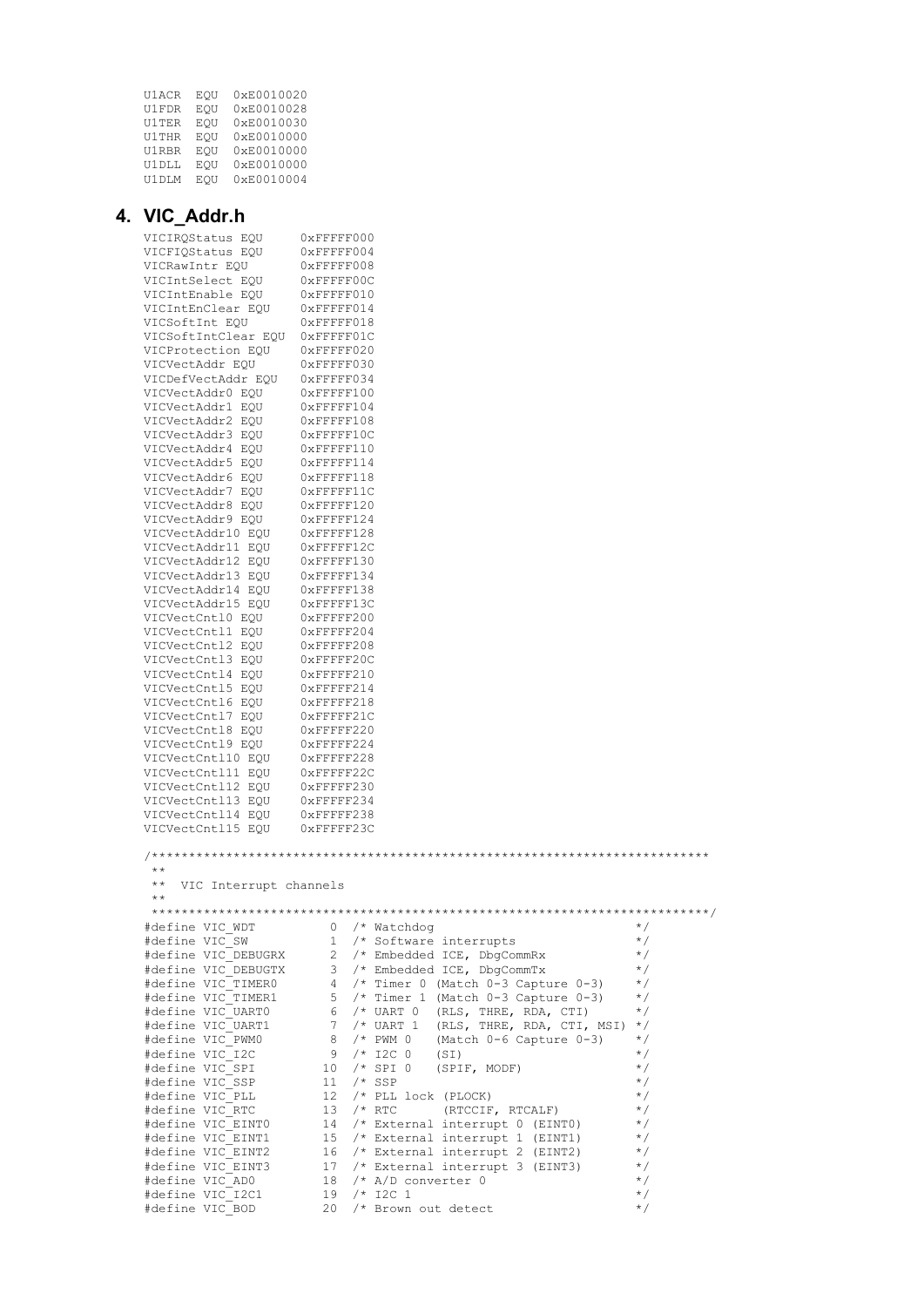```
U1ACR  EQU  0xE0010020
U1FDR  EQU  0xE0010028
U1TER  EQU  0xE0010030
U1THR  EQU  0xE0010000
U1RBR  EQU  0xE0010000
U1DLL  EQU  0xE0010000
U1DLM  EQU  0xE0010004
```

## 4. VIC_Addr.h

```
VICIRQStatus EQU      0xFFFFF000
VICFIQStatus EQU      0xFFFFF004
VICRawIntr EQU        0xFFFFF008
VICIntSelect EQU      0xFFFFF00C
VICIntEnable EQU      0xFFFFF010
VICIntEnClear EQU     0xFFFFF014
VICSoftInt EQU        0xFFFFF018
VICSoftIntClear EQU   0xFFFFF01C
VICProtection EQU     0xFFFFF020
VICVectAddr EQU       0xFFFFF030
VICDefVectAddr EQU    0xFFFFF034
VICVectAddr0 EQU      0xFFFFF100
VICVectAddr1 EQU      0xFFFFF104
VICVectAddr2 EQU      0xFFFFF108
VICVectAddr3 EQU      0xFFFFF10C
VICVectAddr4 EQU      0xFFFFF110
VICVectAddr5 EQU      0xFFFFF114
VICVectAddr6 EQU      0xFFFFF118
VICVectAddr7 EQU      0xFFFFF11C
VICVectAddr8 EQU      0xFFFFF120
VICVectAddr9 EQU      0xFFFFF124
VICVectAddr10 EQU     0xFFFFF128
VICVectAddr11 EQU     0xFFFFF12C
VICVectAddr12 EQU     0xFFFFF130
VICVectAddr13 EQU     0xFFFFF134
VICVectAddr14 EQU     0xFFFFF138
VICVectAddr15 EQU     0xFFFFF13C
VICVectCntl0 EQU      0xFFFFF200
VICVectCntl1 EQU      0xFFFFF204
VICVectCntl2 EQU      0xFFFFF208
VICVectCntl3 EQU      0xFFFFF20C
VICVectCntl4 EQU      0xFFFFF210
VICVectCntl5 EQU      0xFFFFF214
VICVectCntl6 EQU      0xFFFFF218
VICVectCntl7 EQU      0xFFFFF21C
VICVectCntl8 EQU      0xFFFFF220
VICVectCntl9 EQU      0xFFFFF224
VICVectCntl10 EQU     0xFFFFF228
VICVectCntl11 EQU     0xFFFFF22C
VICVectCntl12 EQU     0xFFFFF230
VICVectCntl13 EQU     0xFFFFF234
VICVectCntl14 EQU     0xFFFFF238
VICVectCntl15 EQU     0xFFFFF23C

/**************************************************************************
 **
 **  VIC Interrupt channels
 **
 ***************************************************************************/
#define VIC_WDT          0  /* Watchdog                              */
#define VIC_SW           1  /* Software interrupts                   */
#define VIC_DEBUGRX      2  /* Embedded ICE, DbgCommRx               */
#define VIC_DEBUGTX      3  /* Embedded ICE, DbgCommTx               */
#define VIC_TIMER0       4  /* Timer 0 (Match 0-3 Capture 0-3)       */
#define VIC_TIMER1       5  /* Timer 1 (Match 0-3 Capture 0-3)       */
#define VIC_UART0        6  /* UART 0  (RLS, THRE, RDA, CTI)         */
#define VIC_UART1        7  /* UART 1  (RLS, THRE, RDA, CTI, MSI)    */
#define VIC_PWM0         8  /* PWM 0   (Match 0-6 Capture 0-3)       */
#define VIC_I2C          9  /* I2C 0   (SI)                          */
#define VIC_SPI         10  /* SPI 0   (SPIF, MODF)                  */
#define VIC_SSP         11  /* SSP                                   */
#define VIC_PLL         12  /* PLL lock (PLOCK)                      */
#define VIC_RTC         13  /* RTC      (RTCCIF, RTCALF)             */
#define VIC_EINT0       14  /* External interrupt 0 (EINT0)          */
#define VIC_EINT1       15  /* External interrupt 1 (EINT1)          */
#define VIC_EINT2       16  /* External interrupt 2 (EINT2)          */
#define VIC_EINT3       17  /* External interrupt 3 (EINT3)          */
#define VIC_AD0         18  /* A/D converter 0                       */
#define VIC_I2C1        19  /* I2C 1                                 */
#define VIC_BOD         20  /* Brown out detect                      */
```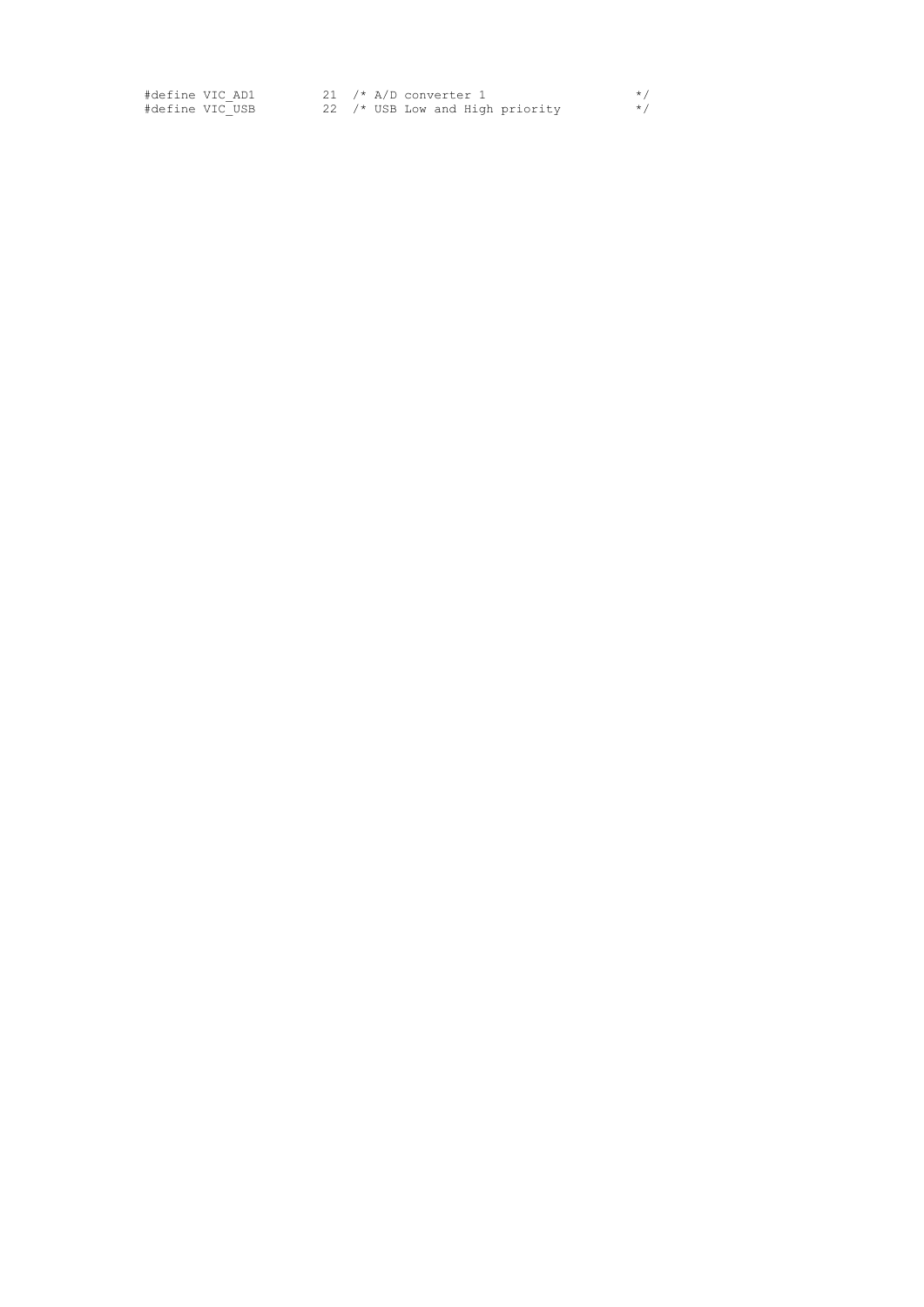```
#define VIC_AD1         21  /* A/D converter 1                  */
#define VIC_USB         22  /* USB Low and High priority        */
```